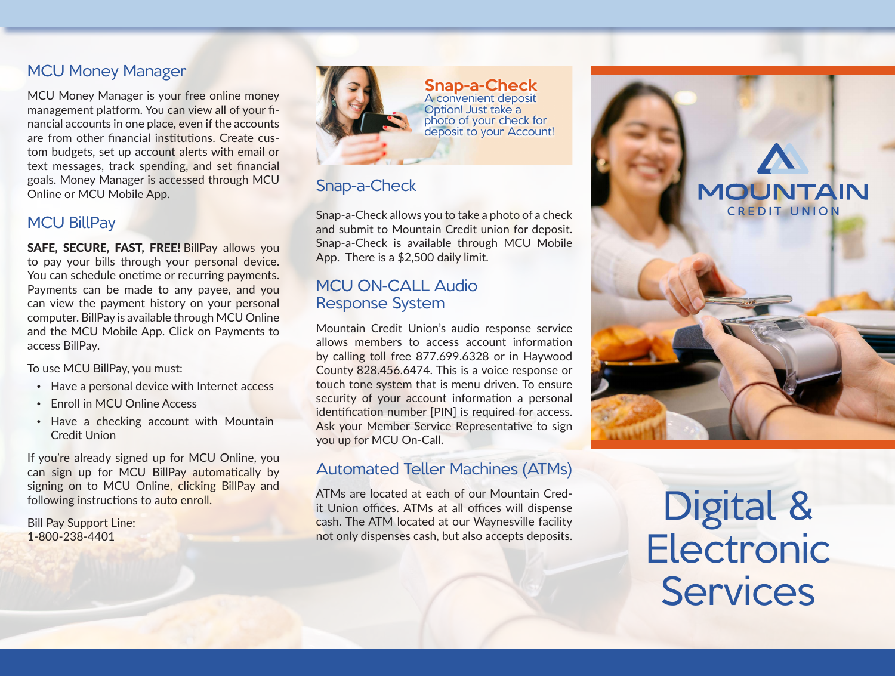## MCU Money Manager

MCU Money Manager is your free online money management platform. You can view all of your financial accounts in one place, even if the accounts are from other financial institutions. Create custom budgets, set up account alerts with email or text messages, track spending, and set financial goals. Money Manager is accessed through MCU Online or MCU Mobile App.

## MCU BillPay

**SAFE, SECURE, FAST, FREE!** BillPay allows you to pay your bills through your personal device. You can schedule onetime or recurring payments. Payments can be made to any payee, and you can view the payment history on your personal computer. BillPay is available through MCU Online and the MCU Mobile App. Click on Payments to access BillPay.

To use MCU BillPay, you must:

- Have a personal device with Internet access
- Enroll in MCU Online Access
- Have a checking account with Mountain Credit Union

If you're already signed up for MCU Online, you can sign up for MCU BillPay automatically by signing on to MCU Online, clicking BillPay and following instructions to auto enroll.

Bill Pay Support Line:
1-800-238-4401

**Snap-a-Check**
A convenient deposit Option! Just take a photo of your check for deposit to your Account!

## Snap-a-Check

Snap-a-Check allows you to take a photo of a check and submit to Mountain Credit union for deposit. Snap-a-Check is available through MCU Mobile App. There is a $2,500 daily limit.

## MCU ON-CALL Audio Response System

Mountain Credit Union's audio response service allows members to access account information by calling toll free 877.699.6328 or in Haywood County 828.456.6474. This is a voice response or touch tone system that is menu driven. To ensure security of your account information a personal identification number [PIN] is required for access. Ask your Member Service Representative to sign you up for MCU On-Call.

## Automated Teller Machines (ATMs)

ATMs are located at each of our Mountain Credit Union offices. ATMs at all offices will dispense cash. The ATM located at our Waynesville facility not only dispenses cash, but also accepts deposits.

MOUNTAIN
CREDIT UNION

# Digital & Electronic Services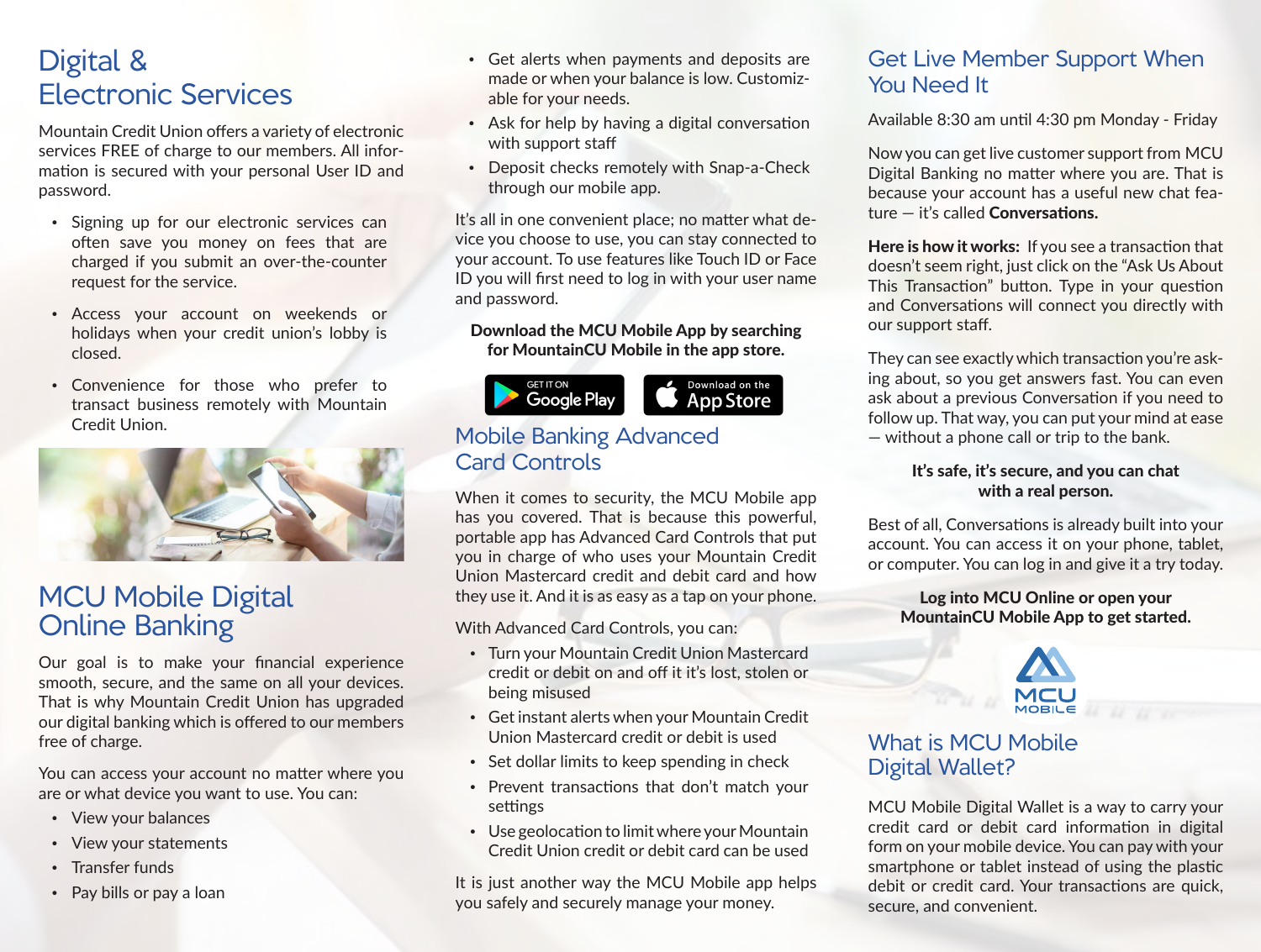# Digital & Electronic Services

Mountain Credit Union offers a variety of electronic services FREE of charge to our members. All information is secured with your personal User ID and password.

- Signing up for our electronic services can often save you money on fees that are charged if you submit an over-the-counter request for the service.
- Access your account on weekends or holidays when your credit union's lobby is closed.
- Convenience for those who prefer to transact business remotely with Mountain Credit Union.

## MCU Mobile Digital Online Banking

Our goal is to make your financial experience smooth, secure, and the same on all your devices. That is why Mountain Credit Union has upgraded our digital banking which is offered to our members free of charge.

You can access your account no matter where you are or what device you want to use. You can:

- View your balances
- View your statements
- Transfer funds
- Pay bills or pay a loan
- Get alerts when payments and deposits are made or when your balance is low. Customizable for your needs.
- Ask for help by having a digital conversation with support staff
- Deposit checks remotely with Snap-a-Check through our mobile app.

It's all in one convenient place; no matter what device you choose to use, you can stay connected to your account. To use features like Touch ID or Face ID you will first need to log in with your user name and password.

**Download the MCU Mobile App by searching for MountainCU Mobile in the app store.**

GET IT ON Google Play

Download on the App Store

## Mobile Banking Advanced Card Controls

When it comes to security, the MCU Mobile app has you covered. That is because this powerful, portable app has Advanced Card Controls that put you in charge of who uses your Mountain Credit Union Mastercard credit and debit card and how they use it. And it is as easy as a tap on your phone.

With Advanced Card Controls, you can:

- Turn your Mountain Credit Union Mastercard credit or debit on and off it it's lost, stolen or being misused
- Get instant alerts when your Mountain Credit Union Mastercard credit or debit is used
- Set dollar limits to keep spending in check
- Prevent transactions that don't match your settings
- Use geolocation to limit where your Mountain Credit Union credit or debit card can be used

It is just another way the MCU Mobile app helps you safely and securely manage your money.

## Get Live Member Support When You Need It

Available 8:30 am until 4:30 pm Monday - Friday

Now you can get live customer support from MCU Digital Banking no matter where you are. That is because your account has a useful new chat feature — it's called **Conversations.**

**Here is how it works:** If you see a transaction that doesn't seem right, just click on the "Ask Us About This Transaction" button. Type in your question and Conversations will connect you directly with our support staff.

They can see exactly which transaction you're asking about, so you get answers fast. You can even ask about a previous Conversation if you need to follow up. That way, you can put your mind at ease — without a phone call or trip to the bank.

**It's safe, it's secure, and you can chat with a real person.**

Best of all, Conversations is already built into your account. You can access it on your phone, tablet, or computer. You can log in and give it a try today.

**Log into MCU Online or open your MountainCU Mobile App to get started.**

MCU MOBILE

## What is MCU Mobile Digital Wallet?

MCU Mobile Digital Wallet is a way to carry your credit card or debit card information in digital form on your mobile device. You can pay with your smartphone or tablet instead of using the plastic debit or credit card. Your transactions are quick, secure, and convenient.